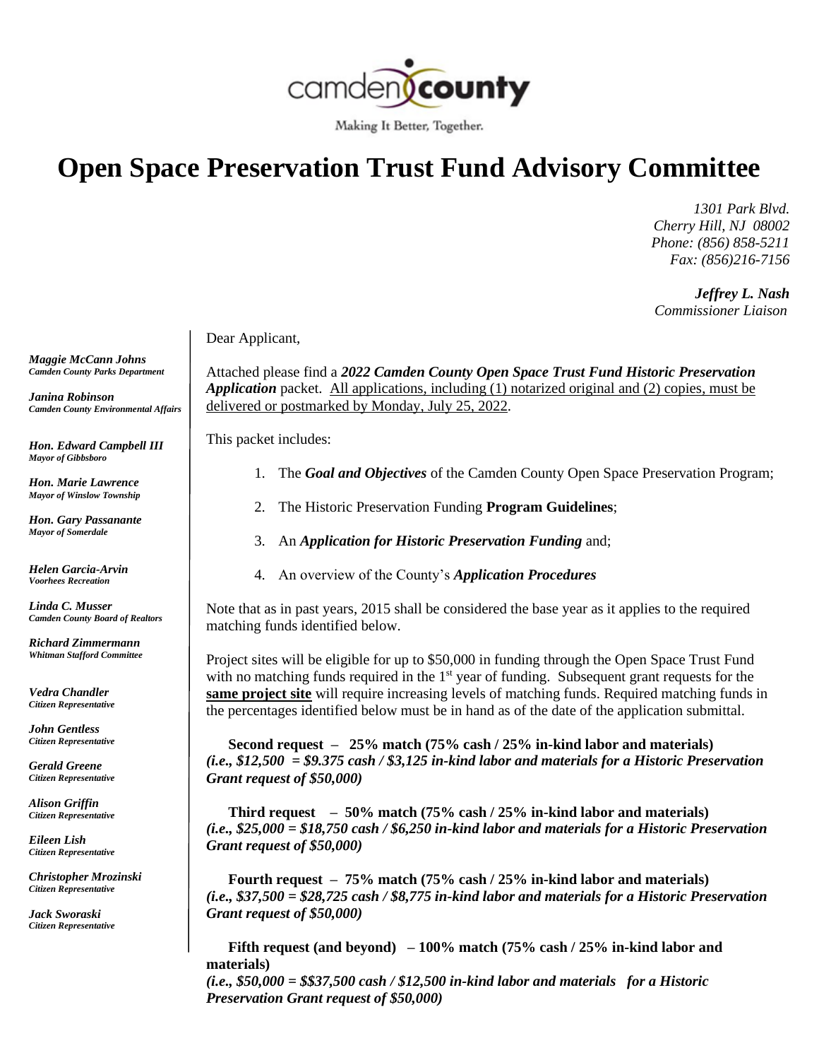camden county

Making It Better, Together.

# Open Space Preservation Trust Fund Advisory Committee

*1301 Park Blvd.*
*Cherry Hill, NJ 08002*
*Phone: (856) 858-5211*
*Fax: (856)216-7156*

***Jeffrey L. Nash***
*Commissioner Liaison*

***Maggie McCann Johns***
***Camden County Parks Department***

***Janina Robinson***
***Camden County Environmental Affairs***

***Hon. Edward Campbell III***
***Mayor of Gibbsboro***

***Hon. Marie Lawrence***
***Mayor of Winslow Township***

***Hon. Gary Passanante***
***Mayor of Somerdale***

***Helen Garcia-Arvin***
***Voorhees Recreation***

***Linda C. Musser***
***Camden County Board of Realtors***

***Richard Zimmermann***
***Whitman Stafford Committee***

***Vedra Chandler***
***Citizen Representative***

***John Gentless***
***Citizen Representative***

***Gerald Greene***
***Citizen Representative***

***Alison Griffin***
***Citizen Representative***

***Eileen Lish***
***Citizen Representative***

***Christopher Mrozinski***
***Citizen Representative***

***Jack Sworaski***
***Citizen Representative***

Dear Applicant,

Attached please find a ***2022 Camden County Open Space Trust Fund Historic Preservation Application*** packet. <u>All applications, including (1) notarized original and (2) copies, must be delivered or postmarked by Monday, July 25, 2022</u>.

This packet includes:

1. The ***Goal and Objectives*** of the Camden County Open Space Preservation Program;
2. The Historic Preservation Funding **Program Guidelines**;
3. An ***Application for Historic Preservation Funding*** and;
4. An overview of the County's ***Application Procedures***

Note that as in past years, 2015 shall be considered the base year as it applies to the required matching funds identified below.

Project sites will be eligible for up to $50,000 in funding through the Open Space Trust Fund with no matching funds required in the 1st year of funding. Subsequent grant requests for the **<u>same project site</u>** will require increasing levels of matching funds. Required matching funds in the percentages identified below must be in hand as of the date of the application submittal.

**Second request – 25% match (75% cash / 25% in-kind labor and materials)**
***(i.e., $12,500 = $9.375 cash / $3,125 in-kind labor and materials for a Historic Preservation Grant request of $50,000)***

**Third request – 50% match (75% cash / 25% in-kind labor and materials)**
***(i.e., $25,000 = $18,750 cash / $6,250 in-kind labor and materials for a Historic Preservation Grant request of $50,000)***

**Fourth request – 75% match (75% cash / 25% in-kind labor and materials)**
***(i.e., $37,500 = $28,725 cash / $8,775 in-kind labor and materials for a Historic Preservation Grant request of $50,000)***

**Fifth request (and beyond) – 100% match (75% cash / 25% in-kind labor and materials)**
***(i.e., $50,000 = $$37,500 cash / $12,500 in-kind labor and materials for a Historic Preservation Grant request of $50,000)***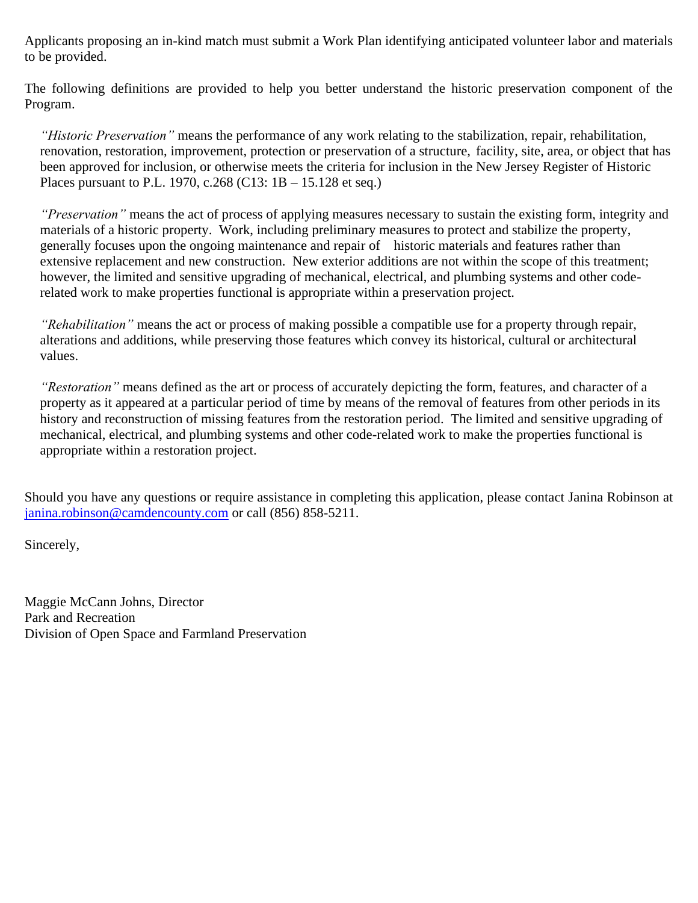Applicants proposing an in-kind match must submit a Work Plan identifying anticipated volunteer labor and materials to be provided.

The following definitions are provided to help you better understand the historic preservation component of the Program.

> *"Historic Preservation"* means the performance of any work relating to the stabilization, repair, rehabilitation, renovation, restoration, improvement, protection or preservation of a structure, facility, site, area, or object that has been approved for inclusion, or otherwise meets the criteria for inclusion in the New Jersey Register of Historic Places pursuant to P.L. 1970, c.268 (C13: 1B – 15.128 et seq.)
>
> *"Preservation"* means the act of process of applying measures necessary to sustain the existing form, integrity and materials of a historic property. Work, including preliminary measures to protect and stabilize the property, generally focuses upon the ongoing maintenance and repair of historic materials and features rather than extensive replacement and new construction. New exterior additions are not within the scope of this treatment; however, the limited and sensitive upgrading of mechanical, electrical, and plumbing systems and other code-related work to make properties functional is appropriate within a preservation project.
>
> *"Rehabilitation"* means the act or process of making possible a compatible use for a property through repair, alterations and additions, while preserving those features which convey its historical, cultural or architectural values.
>
> *"Restoration"* means defined as the art or process of accurately depicting the form, features, and character of a property as it appeared at a particular period of time by means of the removal of features from other periods in its history and reconstruction of missing features from the restoration period. The limited and sensitive upgrading of mechanical, electrical, and plumbing systems and other code-related work to make the properties functional is appropriate within a restoration project.

Should you have any questions or require assistance in completing this application, please contact Janina Robinson at janina.robinson@camdencounty.com or call (856) 858-5211.

Sincerely,

Maggie McCann Johns, Director
Park and Recreation
Division of Open Space and Farmland Preservation